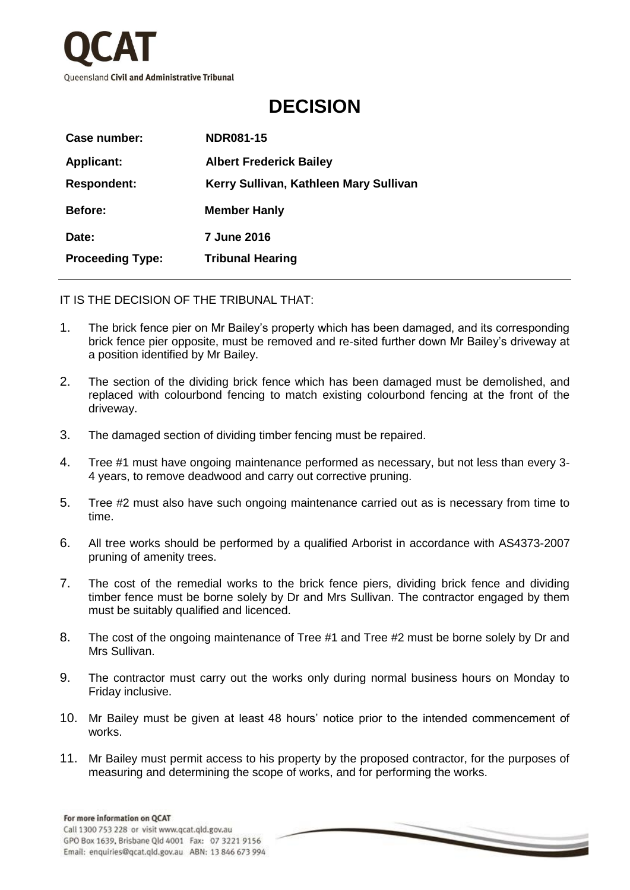QCAT

Queensland Civil and Administrative Tribunal

# DECISION

| | |
|---|---|
| **Case number:** | **NDR081-15** |
| **Applicant:** | **Albert Frederick Bailey** |
| **Respondent:** | **Kerry Sullivan, Kathleen Mary Sullivan** |
| **Before:** | **Member Hanly** |
| **Date:** | **7 June 2016** |
| **Proceeding Type:** | **Tribunal Hearing** |

IT IS THE DECISION OF THE TRIBUNAL THAT:

1. The brick fence pier on Mr Bailey's property which has been damaged, and its corresponding brick fence pier opposite, must be removed and re-sited further down Mr Bailey's driveway at a position identified by Mr Bailey.
2. The section of the dividing brick fence which has been damaged must be demolished, and replaced with colourbond fencing to match existing colourbond fencing at the front of the driveway.
3. The damaged section of dividing timber fencing must be repaired.
4. Tree #1 must have ongoing maintenance performed as necessary, but not less than every 3-4 years, to remove deadwood and carry out corrective pruning.
5. Tree #2 must also have such ongoing maintenance carried out as is necessary from time to time.
6. All tree works should be performed by a qualified Arborist in accordance with AS4373-2007 pruning of amenity trees.
7. The cost of the remedial works to the brick fence piers, dividing brick fence and dividing timber fence must be borne solely by Dr and Mrs Sullivan. The contractor engaged by them must be suitably qualified and licenced.
8. The cost of the ongoing maintenance of Tree #1 and Tree #2 must be borne solely by Dr and Mrs Sullivan.
9. The contractor must carry out the works only during normal business hours on Monday to Friday inclusive.
10. Mr Bailey must be given at least 48 hours' notice prior to the intended commencement of works.
11. Mr Bailey must permit access to his property by the proposed contractor, for the purposes of measuring and determining the scope of works, and for performing the works.

For more information on QCAT
Call 1300 753 228 or visit www.qcat.qld.gov.au
GPO Box 1639, Brisbane Qld 4001 Fax: 07 3221 9156
Email: enquiries@qcat.qld.gov.au ABN: 13 846 673 994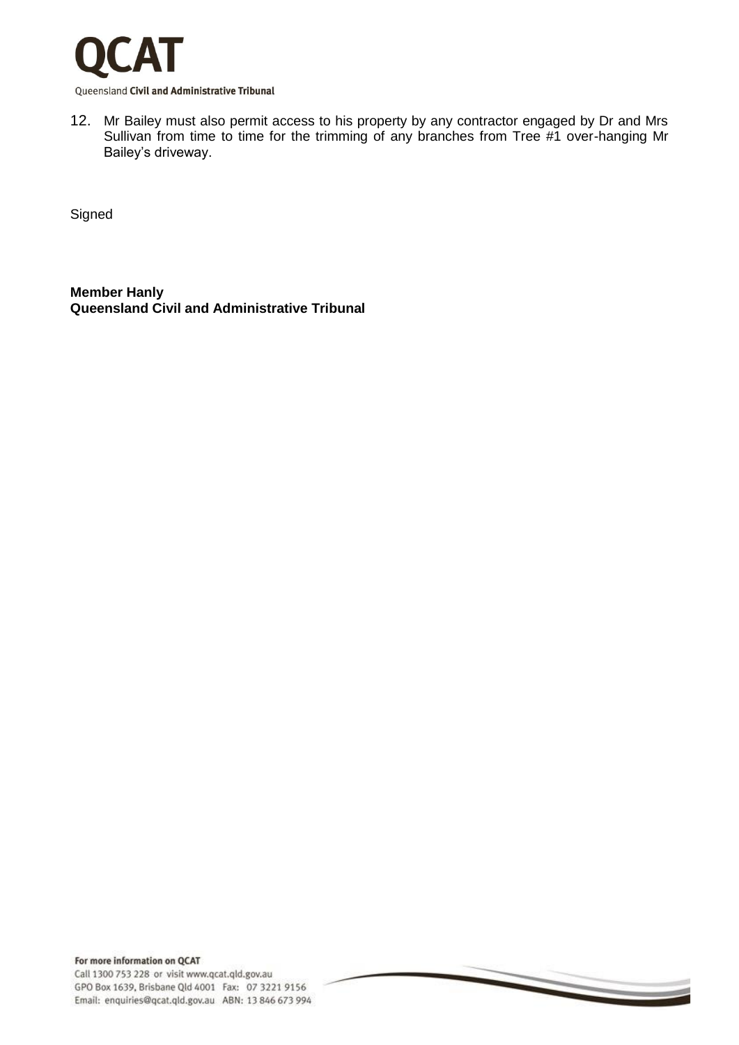12. Mr Bailey must also permit access to his property by any contractor engaged by Dr and Mrs Sullivan from time to time for the trimming of any branches from Tree #1 over-hanging Mr Bailey's driveway.

Signed

**Member Hanly**
**Queensland Civil and Administrative Tribunal**